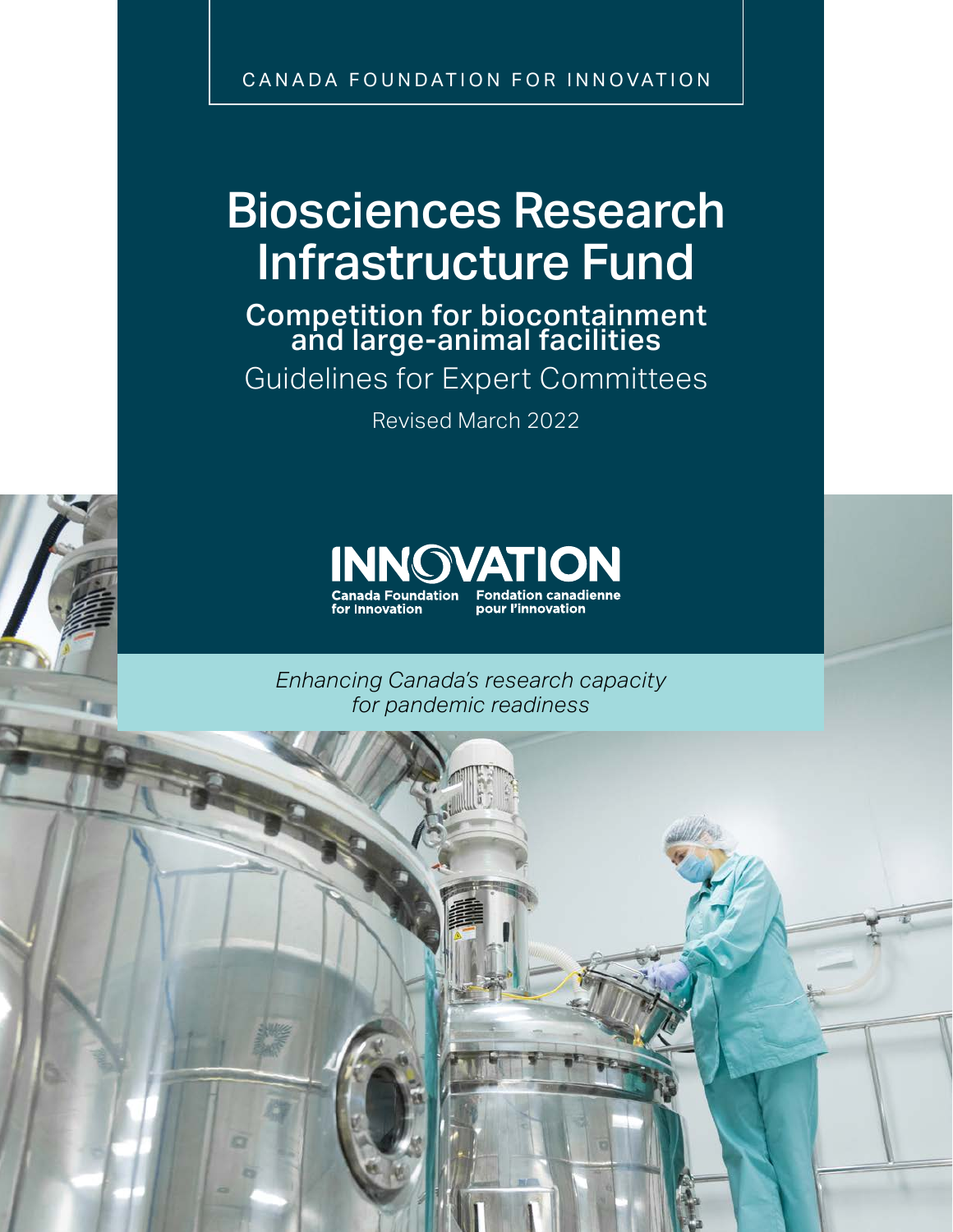CANADA FOUNDATION FOR INNOVATION

# Biosciences Research Infrastructure Fund

## Competition for biocontainment and large-animal facilities

Guidelines for Expert Committees

Revised March 2022

INNOVATION
Canada Foundation for Innovation
Fondation canadienne pour l'innovation

*Enhancing Canada's research capacity for pandemic readiness*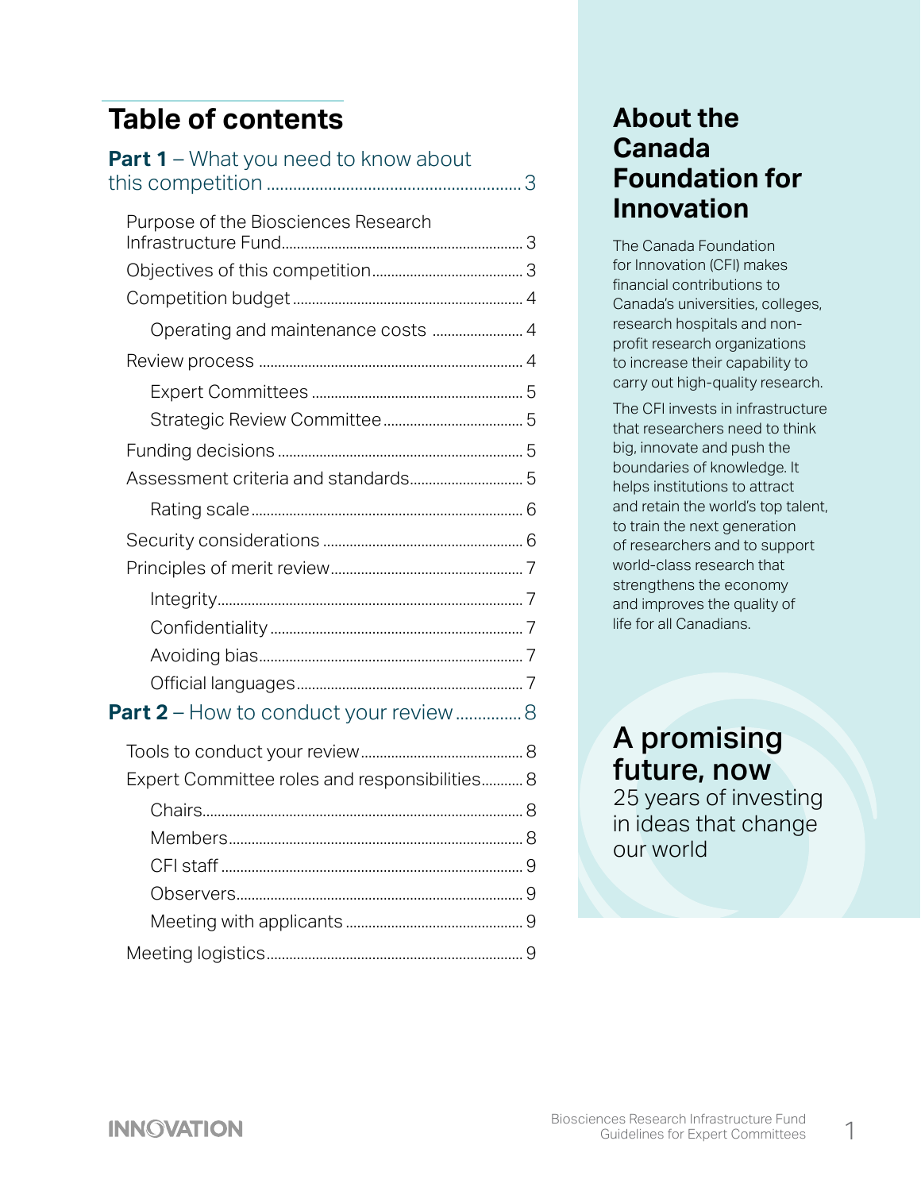# Table of contents

**Part 1** – What you need to know about this competition .......... 3

- Purpose of the Biosciences Research Infrastructure Fund .......... 3
- Objectives of this competition .......... 3
- Competition budget .......... 4
  - Operating and maintenance costs .......... 4
- Review process .......... 4
  - Expert Committees .......... 5
  - Strategic Review Committee .......... 5
- Funding decisions .......... 5
- Assessment criteria and standards .......... 5
  - Rating scale .......... 6
- Security considerations .......... 6
- Principles of merit review .......... 7
  - Integrity .......... 7
  - Confidentiality .......... 7
  - Avoiding bias .......... 7
  - Official languages .......... 7

**Part 2** – How to conduct your review .......... 8

- Tools to conduct your review .......... 8
- Expert Committee roles and responsibilities .......... 8
  - Chairs .......... 8
  - Members .......... 8
  - CFI staff .......... 9
  - Observers .......... 9
  - Meeting with applicants .......... 9
- Meeting logistics .......... 9

## About the Canada Foundation for Innovation

The Canada Foundation for Innovation (CFI) makes financial contributions to Canada's universities, colleges, research hospitals and non-profit research organizations to increase their capability to carry out high-quality research.

The CFI invests in infrastructure that researchers need to think big, innovate and push the boundaries of knowledge. It helps institutions to attract and retain the world's top talent, to train the next generation of researchers and to support world-class research that strengthens the economy and improves the quality of life for all Canadians.

## A promising future, now

25 years of investing in ideas that change our world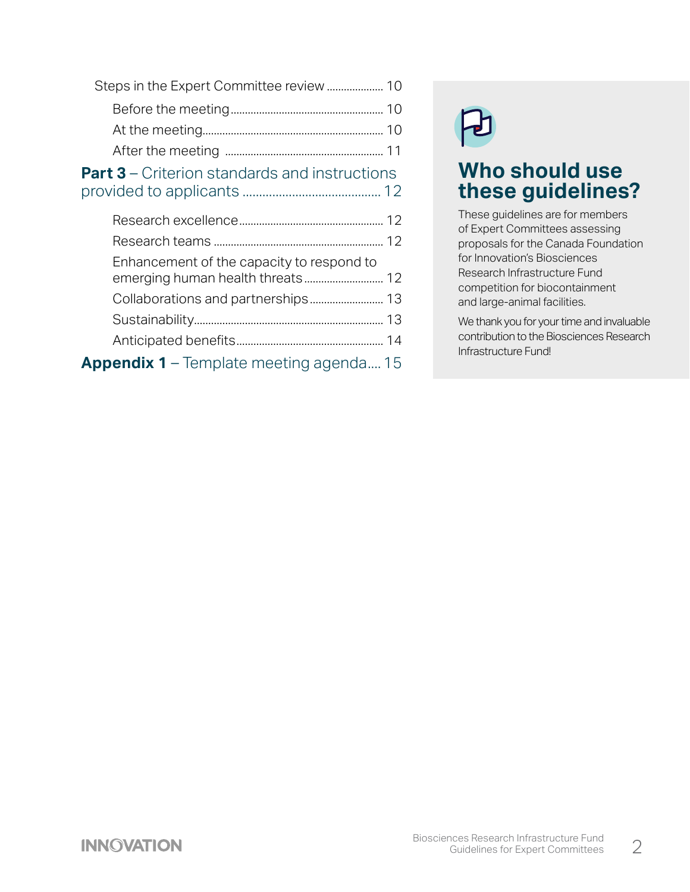- Steps in the Expert Committee review .................... 10
  - Before the meeting ..................................................... 10
  - At the meeting............................................................. 10
  - After the meeting ........................................................ 11

**Part 3** – Criterion standards and instructions provided to applicants ......................................... 12

- Research excellence.................................................. 12
- Research teams ........................................................... 12
- Enhancement of the capacity to respond to emerging human health threats ............................ 12
- Collaborations and partnerships.......................... 13
- Sustainability.................................................................. 13
- Anticipated benefits................................................... 14

**Appendix 1** – Template meeting agenda.... 15

## Who should use these guidelines?

These guidelines are for members of Expert Committees assessing proposals for the Canada Foundation for Innovation's Biosciences Research Infrastructure Fund competition for biocontainment and large-animal facilities.

We thank you for your time and invaluable contribution to the Biosciences Research Infrastructure Fund!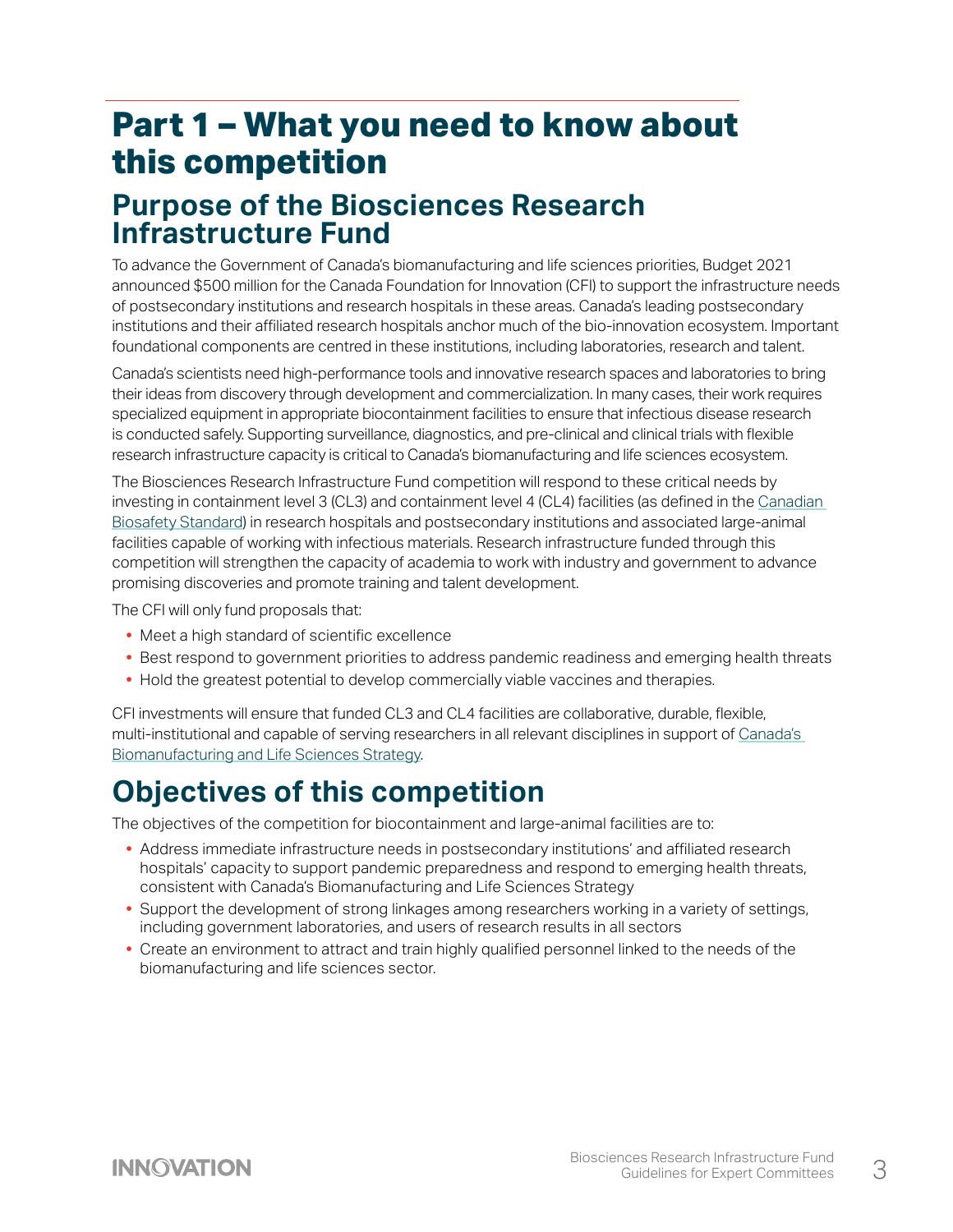# Part 1 – What you need to know about this competition

## Purpose of the Biosciences Research Infrastructure Fund

To advance the Government of Canada's biomanufacturing and life sciences priorities, Budget 2021 announced $500 million for the Canada Foundation for Innovation (CFI) to support the infrastructure needs of postsecondary institutions and research hospitals in these areas. Canada's leading postsecondary institutions and their affiliated research hospitals anchor much of the bio-innovation ecosystem. Important foundational components are centred in these institutions, including laboratories, research and talent.

Canada's scientists need high-performance tools and innovative research spaces and laboratories to bring their ideas from discovery through development and commercialization. In many cases, their work requires specialized equipment in appropriate biocontainment facilities to ensure that infectious disease research is conducted safely. Supporting surveillance, diagnostics, and pre-clinical and clinical trials with flexible research infrastructure capacity is critical to Canada's biomanufacturing and life sciences ecosystem.

The Biosciences Research Infrastructure Fund competition will respond to these critical needs by investing in containment level 3 (CL3) and containment level 4 (CL4) facilities (as defined in the Canadian Biosafety Standard) in research hospitals and postsecondary institutions and associated large-animal facilities capable of working with infectious materials. Research infrastructure funded through this competition will strengthen the capacity of academia to work with industry and government to advance promising discoveries and promote training and talent development.

The CFI will only fund proposals that:

- Meet a high standard of scientific excellence
- Best respond to government priorities to address pandemic readiness and emerging health threats
- Hold the greatest potential to develop commercially viable vaccines and therapies.

CFI investments will ensure that funded CL3 and CL4 facilities are collaborative, durable, flexible, multi-institutional and capable of serving researchers in all relevant disciplines in support of Canada's Biomanufacturing and Life Sciences Strategy.

## Objectives of this competition

The objectives of the competition for biocontainment and large-animal facilities are to:

- Address immediate infrastructure needs in postsecondary institutions' and affiliated research hospitals' capacity to support pandemic preparedness and respond to emerging health threats, consistent with Canada's Biomanufacturing and Life Sciences Strategy
- Support the development of strong linkages among researchers working in a variety of settings, including government laboratories, and users of research results in all sectors
- Create an environment to attract and train highly qualified personnel linked to the needs of the biomanufacturing and life sciences sector.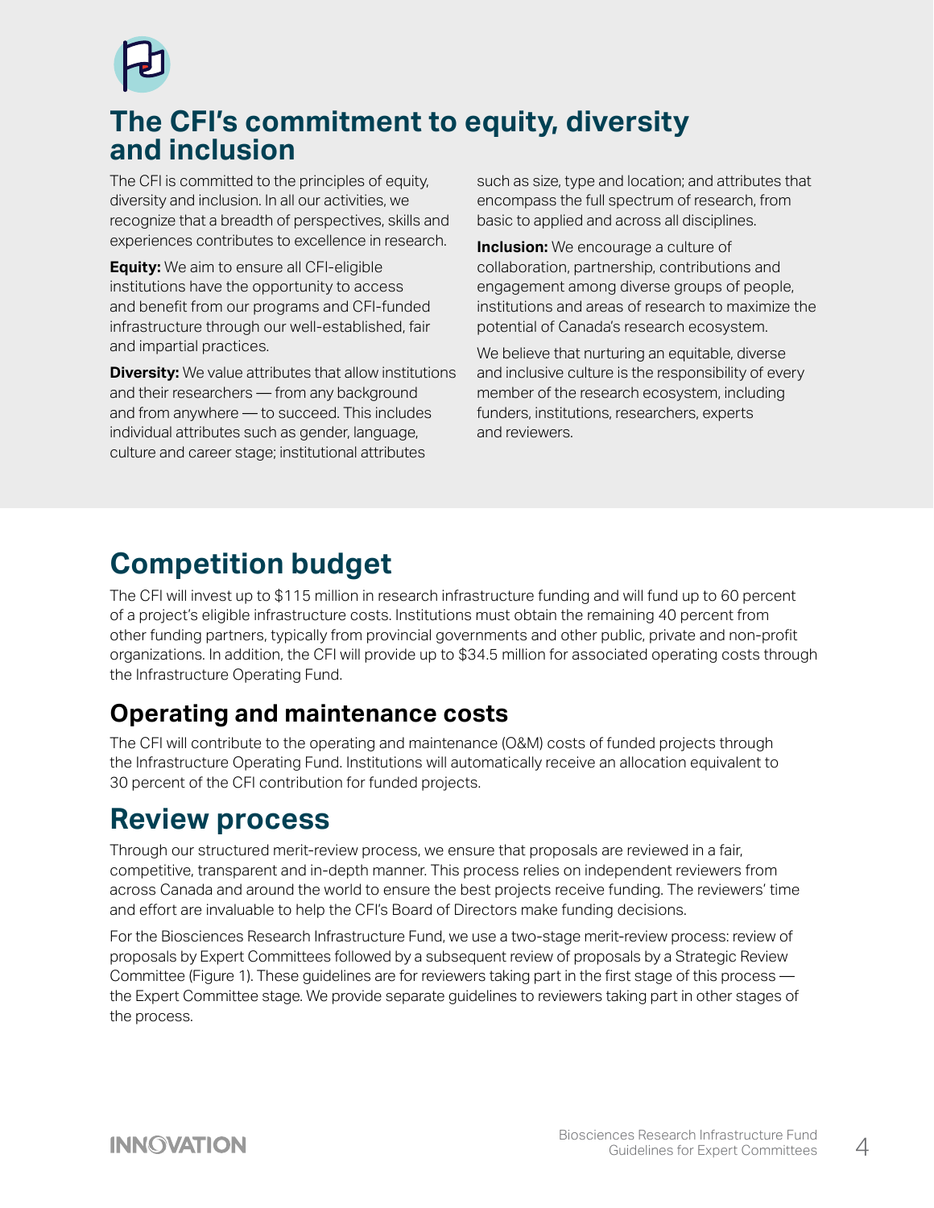# The CFI's commitment to equity, diversity and inclusion

The CFI is committed to the principles of equity, diversity and inclusion. In all our activities, we recognize that a breadth of perspectives, skills and experiences contributes to excellence in research.

**Equity:** We aim to ensure all CFI-eligible institutions have the opportunity to access and benefit from our programs and CFI-funded infrastructure through our well-established, fair and impartial practices.

**Diversity:** We value attributes that allow institutions and their researchers — from any background and from anywhere — to succeed. This includes individual attributes such as gender, language, culture and career stage; institutional attributes such as size, type and location; and attributes that encompass the full spectrum of research, from basic to applied and across all disciplines.

**Inclusion:** We encourage a culture of collaboration, partnership, contributions and engagement among diverse groups of people, institutions and areas of research to maximize the potential of Canada's research ecosystem.

We believe that nurturing an equitable, diverse and inclusive culture is the responsibility of every member of the research ecosystem, including funders, institutions, researchers, experts and reviewers.

# Competition budget

The CFI will invest up to $115 million in research infrastructure funding and will fund up to 60 percent of a project's eligible infrastructure costs. Institutions must obtain the remaining 40 percent from other funding partners, typically from provincial governments and other public, private and non-profit organizations. In addition, the CFI will provide up to $34.5 million for associated operating costs through the Infrastructure Operating Fund.

## Operating and maintenance costs

The CFI will contribute to the operating and maintenance (O&M) costs of funded projects through the Infrastructure Operating Fund. Institutions will automatically receive an allocation equivalent to 30 percent of the CFI contribution for funded projects.

# Review process

Through our structured merit-review process, we ensure that proposals are reviewed in a fair, competitive, transparent and in-depth manner. This process relies on independent reviewers from across Canada and around the world to ensure the best projects receive funding. The reviewers' time and effort are invaluable to help the CFI's Board of Directors make funding decisions.

For the Biosciences Research Infrastructure Fund, we use a two-stage merit-review process: review of proposals by Expert Committees followed by a subsequent review of proposals by a Strategic Review Committee (Figure 1). These guidelines are for reviewers taking part in the first stage of this process — the Expert Committee stage. We provide separate guidelines to reviewers taking part in other stages of the process.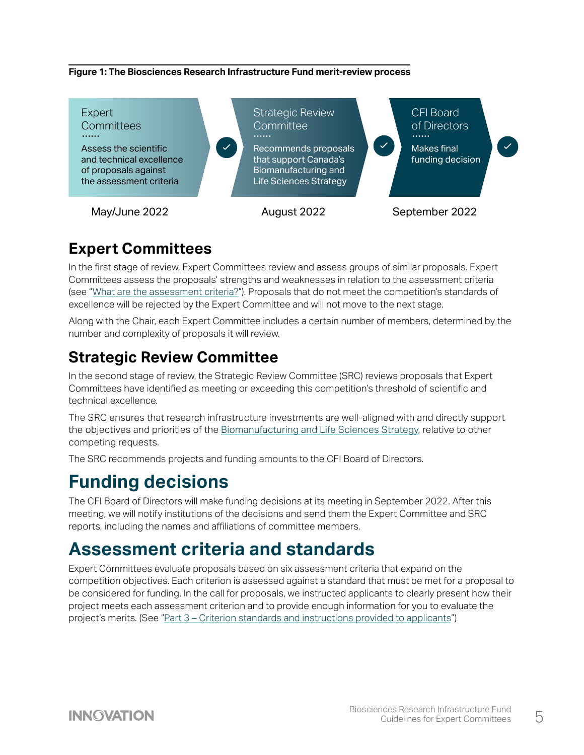**Figure 1: The Biosciences Research Infrastructure Fund merit-review process**

| Expert Committees | Strategic Review Committee | CFI Board of Directors |
|---|---|---|
| Assess the scientific and technical excellence of proposals against the assessment criteria | Recommends proposals that support Canada's Biomanufacturing and Life Sciences Strategy | Makes final funding decision |
| May/June 2022 | August 2022 | September 2022 |

## Expert Committees

In the first stage of review, Expert Committees review and assess groups of similar proposals. Expert Committees assess the proposals' strengths and weaknesses in relation to the assessment criteria (see "What are the assessment criteria?"). Proposals that do not meet the competition's standards of excellence will be rejected by the Expert Committee and will not move to the next stage.

Along with the Chair, each Expert Committee includes a certain number of members, determined by the number and complexity of proposals it will review.

## Strategic Review Committee

In the second stage of review, the Strategic Review Committee (SRC) reviews proposals that Expert Committees have identified as meeting or exceeding this competition's threshold of scientific and technical excellence.

The SRC ensures that research infrastructure investments are well-aligned with and directly support the objectives and priorities of the Biomanufacturing and Life Sciences Strategy, relative to other competing requests.

The SRC recommends projects and funding amounts to the CFI Board of Directors.

# Funding decisions

The CFI Board of Directors will make funding decisions at its meeting in September 2022. After this meeting, we will notify institutions of the decisions and send them the Expert Committee and SRC reports, including the names and affiliations of committee members.

# Assessment criteria and standards

Expert Committees evaluate proposals based on six assessment criteria that expand on the competition objectives. Each criterion is assessed against a standard that must be met for a proposal to be considered for funding. In the call for proposals, we instructed applicants to clearly present how their project meets each assessment criterion and to provide enough information for you to evaluate the project's merits. (See "Part 3 – Criterion standards and instructions provided to applicants")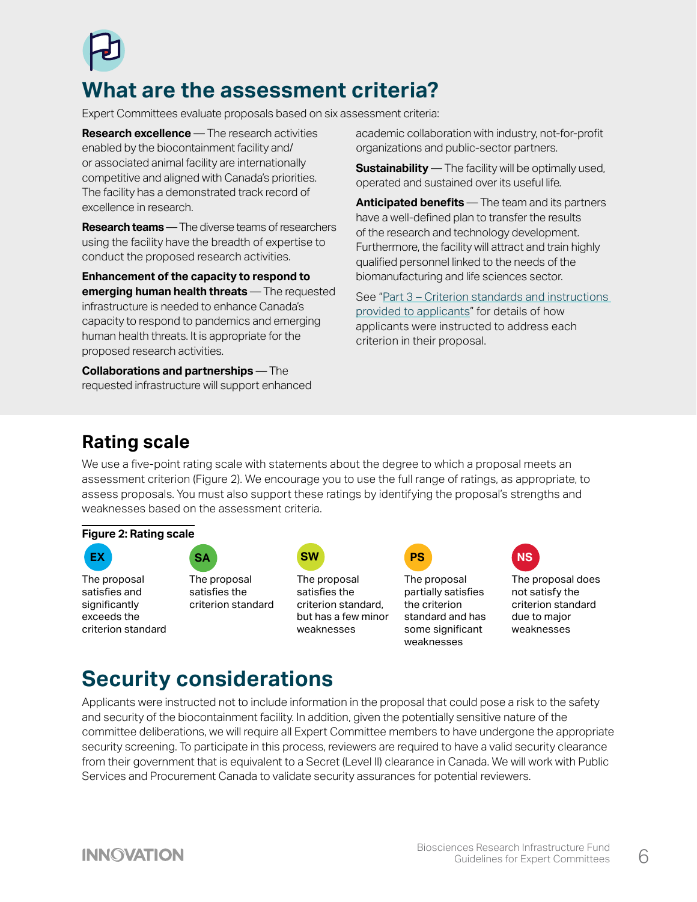# What are the assessment criteria?

Expert Committees evaluate proposals based on six assessment criteria:

**Research excellence** — The research activities enabled by the biocontainment facility and/or associated animal facility are internationally competitive and aligned with Canada's priorities. The facility has a demonstrated track record of excellence in research.

**Research teams** — The diverse teams of researchers using the facility have the breadth of expertise to conduct the proposed research activities.

**Enhancement of the capacity to respond to emerging human health threats** — The requested infrastructure is needed to enhance Canada's capacity to respond to pandemics and emerging human health threats. It is appropriate for the proposed research activities.

**Collaborations and partnerships** — The requested infrastructure will support enhanced academic collaboration with industry, not-for-profit organizations and public-sector partners.

**Sustainability** — The facility will be optimally used, operated and sustained over its useful life.

**Anticipated benefits** — The team and its partners have a well-defined plan to transfer the results of the research and technology development. Furthermore, the facility will attract and train highly qualified personnel linked to the needs of the biomanufacturing and life sciences sector.

See "Part 3 – Criterion standards and instructions provided to applicants" for details of how applicants were instructed to address each criterion in their proposal.

## Rating scale

We use a five-point rating scale with statements about the degree to which a proposal meets an assessment criterion (Figure 2). We encourage you to use the full range of ratings, as appropriate, to assess proposals. You must also support these ratings by identifying the proposal's strengths and weaknesses based on the assessment criteria.

**Figure 2: Rating scale**

| EX | SA | SW | PS | NS |
|---|---|---|---|---|
| The proposal satisfies and significantly exceeds the criterion standard | The proposal satisfies the criterion standard | The proposal satisfies the criterion standard, but has a few minor weaknesses | The proposal partially satisfies the criterion standard and has some significant weaknesses | The proposal does not satisfy the criterion standard due to major weaknesses |

# Security considerations

Applicants were instructed not to include information in the proposal that could pose a risk to the safety and security of the biocontainment facility. In addition, given the potentially sensitive nature of the committee deliberations, we will require all Expert Committee members to have undergone the appropriate security screening. To participate in this process, reviewers are required to have a valid security clearance from their government that is equivalent to a Secret (Level II) clearance in Canada. We will work with Public Services and Procurement Canada to validate security assurances for potential reviewers.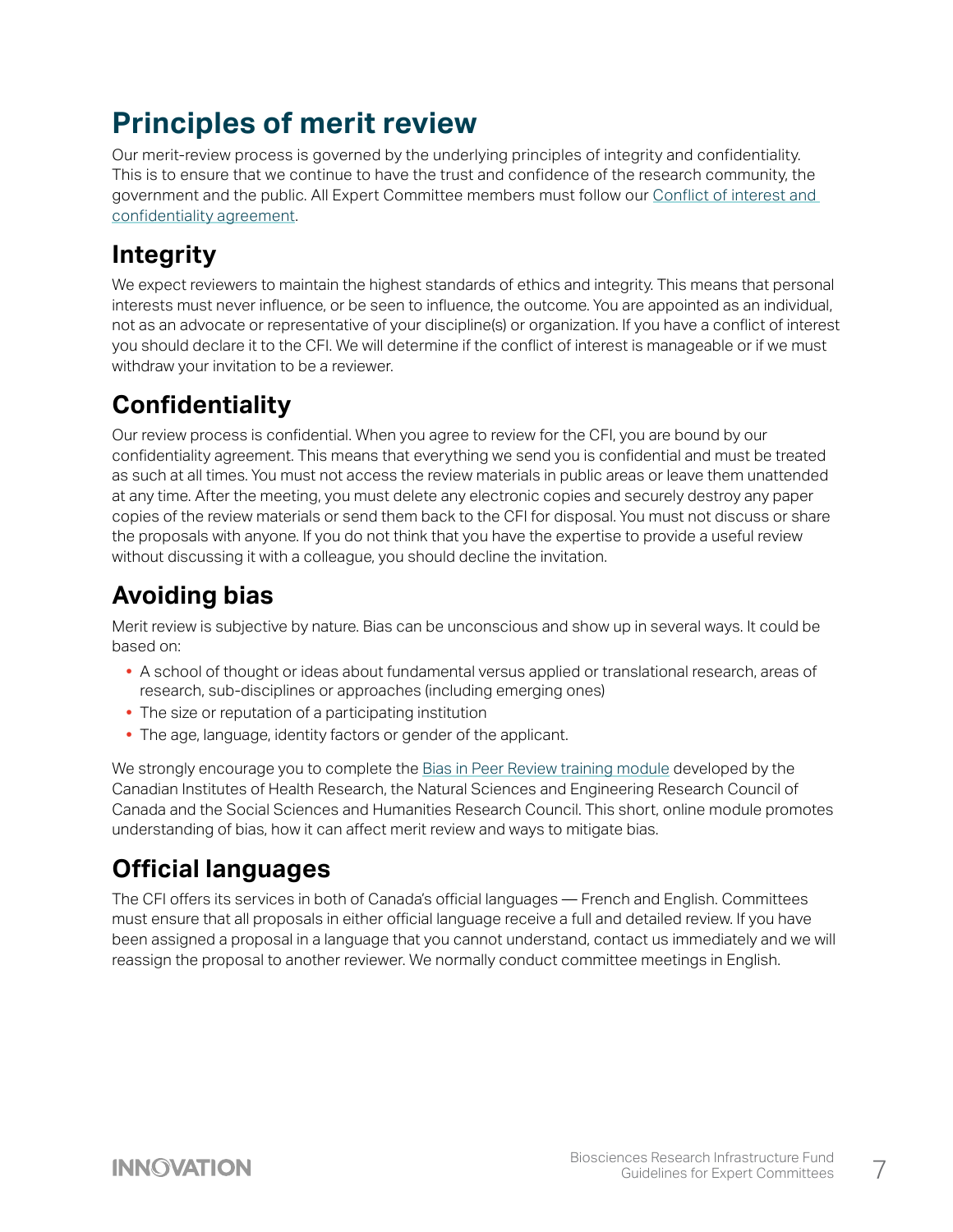# Principles of merit review

Our merit-review process is governed by the underlying principles of integrity and confidentiality. This is to ensure that we continue to have the trust and confidence of the research community, the government and the public. All Expert Committee members must follow our [Conflict of interest and confidentiality agreement](#).

## Integrity

We expect reviewers to maintain the highest standards of ethics and integrity. This means that personal interests must never influence, or be seen to influence, the outcome. You are appointed as an individual, not as an advocate or representative of your discipline(s) or organization. If you have a conflict of interest you should declare it to the CFI. We will determine if the conflict of interest is manageable or if we must withdraw your invitation to be a reviewer.

## Confidentiality

Our review process is confidential. When you agree to review for the CFI, you are bound by our confidentiality agreement. This means that everything we send you is confidential and must be treated as such at all times. You must not access the review materials in public areas or leave them unattended at any time. After the meeting, you must delete any electronic copies and securely destroy any paper copies of the review materials or send them back to the CFI for disposal. You must not discuss or share the proposals with anyone. If you do not think that you have the expertise to provide a useful review without discussing it with a colleague, you should decline the invitation.

## Avoiding bias

Merit review is subjective by nature. Bias can be unconscious and show up in several ways. It could be based on:

- A school of thought or ideas about fundamental versus applied or translational research, areas of research, sub-disciplines or approaches (including emerging ones)
- The size or reputation of a participating institution
- The age, language, identity factors or gender of the applicant.

We strongly encourage you to complete the [Bias in Peer Review training module](#) developed by the Canadian Institutes of Health Research, the Natural Sciences and Engineering Research Council of Canada and the Social Sciences and Humanities Research Council. This short, online module promotes understanding of bias, how it can affect merit review and ways to mitigate bias.

## Official languages

The CFI offers its services in both of Canada's official languages — French and English. Committees must ensure that all proposals in either official language receive a full and detailed review. If you have been assigned a proposal in a language that you cannot understand, contact us immediately and we will reassign the proposal to another reviewer. We normally conduct committee meetings in English.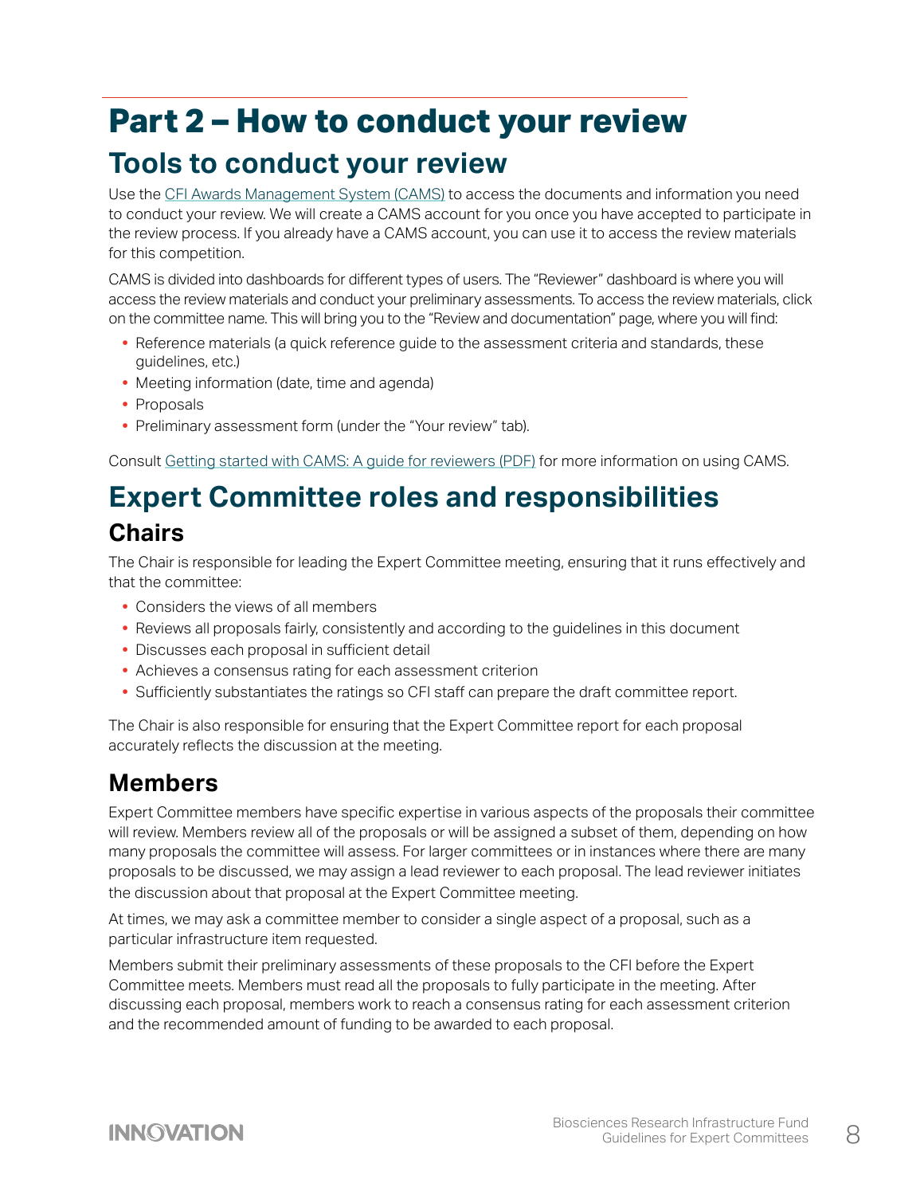# Part 2 – How to conduct your review

## Tools to conduct your review

Use the [CFI Awards Management System (CAMS)] to access the documents and information you need to conduct your review. We will create a CAMS account for you once you have accepted to participate in the review process. If you already have a CAMS account, you can use it to access the review materials for this competition.

CAMS is divided into dashboards for different types of users. The "Reviewer" dashboard is where you will access the review materials and conduct your preliminary assessments. To access the review materials, click on the committee name. This will bring you to the "Review and documentation" page, where you will find:

- Reference materials (a quick reference guide to the assessment criteria and standards, these guidelines, etc.)
- Meeting information (date, time and agenda)
- Proposals
- Preliminary assessment form (under the "Your review" tab).

Consult [Getting started with CAMS: A guide for reviewers (PDF)] for more information on using CAMS.

## Expert Committee roles and responsibilities

### Chairs

The Chair is responsible for leading the Expert Committee meeting, ensuring that it runs effectively and that the committee:

- Considers the views of all members
- Reviews all proposals fairly, consistently and according to the guidelines in this document
- Discusses each proposal in sufficient detail
- Achieves a consensus rating for each assessment criterion
- Sufficiently substantiates the ratings so CFI staff can prepare the draft committee report.

The Chair is also responsible for ensuring that the Expert Committee report for each proposal accurately reflects the discussion at the meeting.

### Members

Expert Committee members have specific expertise in various aspects of the proposals their committee will review. Members review all of the proposals or will be assigned a subset of them, depending on how many proposals the committee will assess. For larger committees or in instances where there are many proposals to be discussed, we may assign a lead reviewer to each proposal. The lead reviewer initiates the discussion about that proposal at the Expert Committee meeting.

At times, we may ask a committee member to consider a single aspect of a proposal, such as a particular infrastructure item requested.

Members submit their preliminary assessments of these proposals to the CFI before the Expert Committee meets. Members must read all the proposals to fully participate in the meeting. After discussing each proposal, members work to reach a consensus rating for each assessment criterion and the recommended amount of funding to be awarded to each proposal.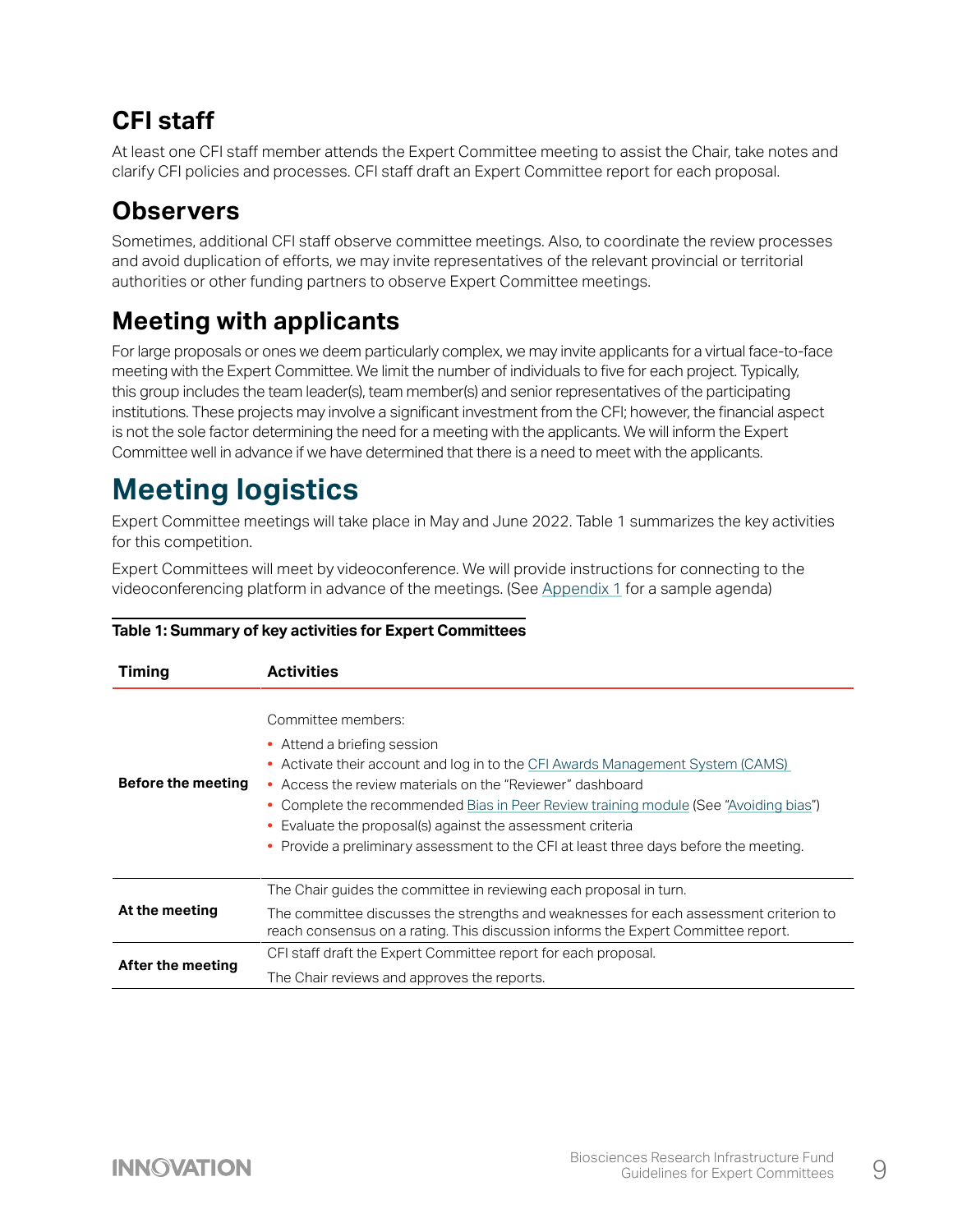## CFI staff

At least one CFI staff member attends the Expert Committee meeting to assist the Chair, take notes and clarify CFI policies and processes. CFI staff draft an Expert Committee report for each proposal.

## Observers

Sometimes, additional CFI staff observe committee meetings. Also, to coordinate the review processes and avoid duplication of efforts, we may invite representatives of the relevant provincial or territorial authorities or other funding partners to observe Expert Committee meetings.

## Meeting with applicants

For large proposals or ones we deem particularly complex, we may invite applicants for a virtual face-to-face meeting with the Expert Committee. We limit the number of individuals to five for each project. Typically, this group includes the team leader(s), team member(s) and senior representatives of the participating institutions. These projects may involve a significant investment from the CFI; however, the financial aspect is not the sole factor determining the need for a meeting with the applicants. We will inform the Expert Committee well in advance if we have determined that there is a need to meet with the applicants.

# Meeting logistics

Expert Committee meetings will take place in May and June 2022. Table 1 summarizes the key activities for this competition.

Expert Committees will meet by videoconference. We will provide instructions for connecting to the videoconferencing platform in advance of the meetings. (See Appendix 1 for a sample agenda)

**Table 1: Summary of key activities for Expert Committees**

| Timing | Activities |
|---|---|
| **Before the meeting** | Committee members:<br>• Attend a briefing session<br>• Activate their account and log in to the CFI Awards Management System (CAMS)<br>• Access the review materials on the "Reviewer" dashboard<br>• Complete the recommended Bias in Peer Review training module (See "Avoiding bias")<br>• Evaluate the proposal(s) against the assessment criteria<br>• Provide a preliminary assessment to the CFI at least three days before the meeting. |
| **At the meeting** | The Chair guides the committee in reviewing each proposal in turn.<br>The committee discusses the strengths and weaknesses for each assessment criterion to reach consensus on a rating. This discussion informs the Expert Committee report. |
| **After the meeting** | CFI staff draft the Expert Committee report for each proposal.<br>The Chair reviews and approves the reports. |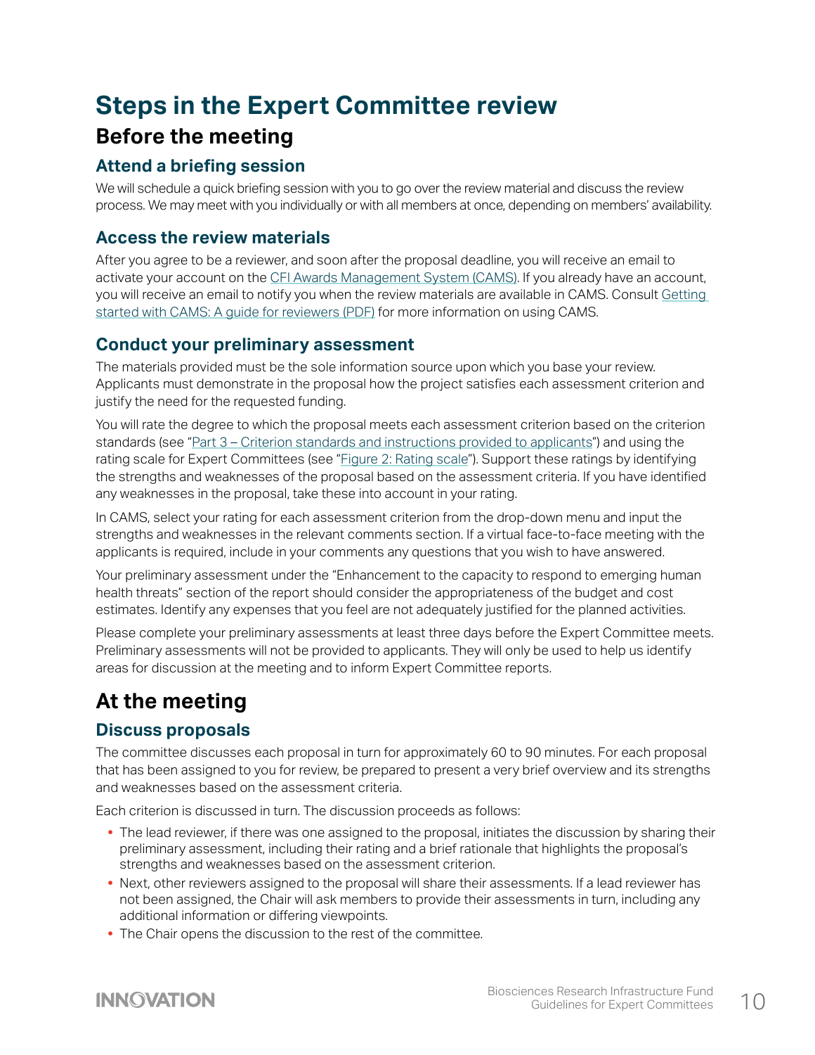# Steps in the Expert Committee review

## Before the meeting

### Attend a briefing session

We will schedule a quick briefing session with you to go over the review material and discuss the review process. We may meet with you individually or with all members at once, depending on members' availability.

### Access the review materials

After you agree to be a reviewer, and soon after the proposal deadline, you will receive an email to activate your account on the CFI Awards Management System (CAMS). If you already have an account, you will receive an email to notify you when the review materials are available in CAMS. Consult Getting started with CAMS: A guide for reviewers (PDF) for more information on using CAMS.

### Conduct your preliminary assessment

The materials provided must be the sole information source upon which you base your review. Applicants must demonstrate in the proposal how the project satisfies each assessment criterion and justify the need for the requested funding.

You will rate the degree to which the proposal meets each assessment criterion based on the criterion standards (see "Part 3 – Criterion standards and instructions provided to applicants") and using the rating scale for Expert Committees (see "Figure 2: Rating scale"). Support these ratings by identifying the strengths and weaknesses of the proposal based on the assessment criteria. If you have identified any weaknesses in the proposal, take these into account in your rating.

In CAMS, select your rating for each assessment criterion from the drop-down menu and input the strengths and weaknesses in the relevant comments section. If a virtual face-to-face meeting with the applicants is required, include in your comments any questions that you wish to have answered.

Your preliminary assessment under the "Enhancement to the capacity to respond to emerging human health threats" section of the report should consider the appropriateness of the budget and cost estimates. Identify any expenses that you feel are not adequately justified for the planned activities.

Please complete your preliminary assessments at least three days before the Expert Committee meets. Preliminary assessments will not be provided to applicants. They will only be used to help us identify areas for discussion at the meeting and to inform Expert Committee reports.

## At the meeting

### Discuss proposals

The committee discusses each proposal in turn for approximately 60 to 90 minutes. For each proposal that has been assigned to you for review, be prepared to present a very brief overview and its strengths and weaknesses based on the assessment criteria.

Each criterion is discussed in turn. The discussion proceeds as follows:

- The lead reviewer, if there was one assigned to the proposal, initiates the discussion by sharing their preliminary assessment, including their rating and a brief rationale that highlights the proposal's strengths and weaknesses based on the assessment criterion.
- Next, other reviewers assigned to the proposal will share their assessments. If a lead reviewer has not been assigned, the Chair will ask members to provide their assessments in turn, including any additional information or differing viewpoints.
- The Chair opens the discussion to the rest of the committee.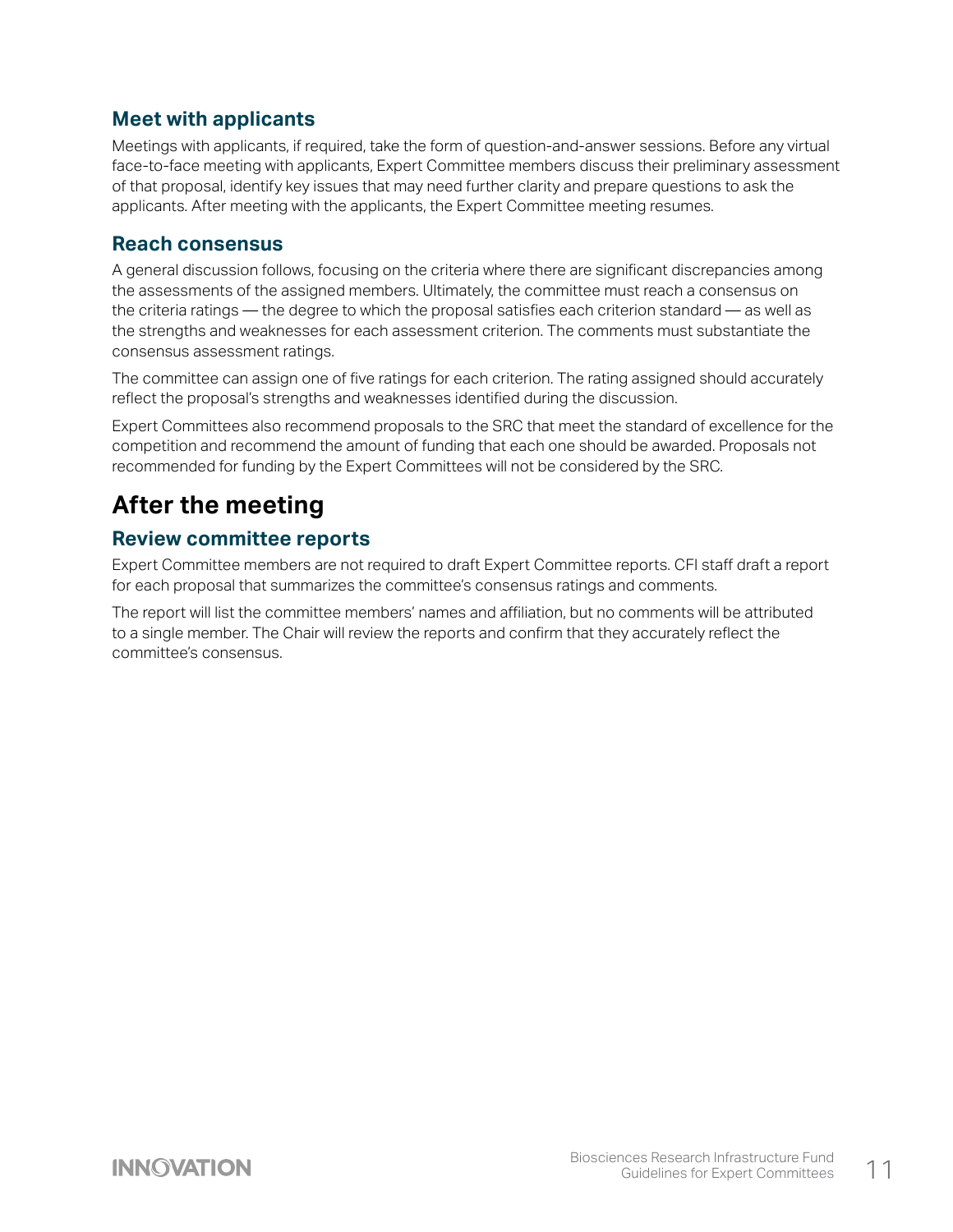### Meet with applicants

Meetings with applicants, if required, take the form of question-and-answer sessions. Before any virtual face-to-face meeting with applicants, Expert Committee members discuss their preliminary assessment of that proposal, identify key issues that may need further clarity and prepare questions to ask the applicants. After meeting with the applicants, the Expert Committee meeting resumes.

### Reach consensus

A general discussion follows, focusing on the criteria where there are significant discrepancies among the assessments of the assigned members. Ultimately, the committee must reach a consensus on the criteria ratings — the degree to which the proposal satisfies each criterion standard — as well as the strengths and weaknesses for each assessment criterion. The comments must substantiate the consensus assessment ratings.

The committee can assign one of five ratings for each criterion. The rating assigned should accurately reflect the proposal's strengths and weaknesses identified during the discussion.

Expert Committees also recommend proposals to the SRC that meet the standard of excellence for the competition and recommend the amount of funding that each one should be awarded. Proposals not recommended for funding by the Expert Committees will not be considered by the SRC.

## After the meeting

### Review committee reports

Expert Committee members are not required to draft Expert Committee reports. CFI staff draft a report for each proposal that summarizes the committee's consensus ratings and comments.

The report will list the committee members' names and affiliation, but no comments will be attributed to a single member. The Chair will review the reports and confirm that they accurately reflect the committee's consensus.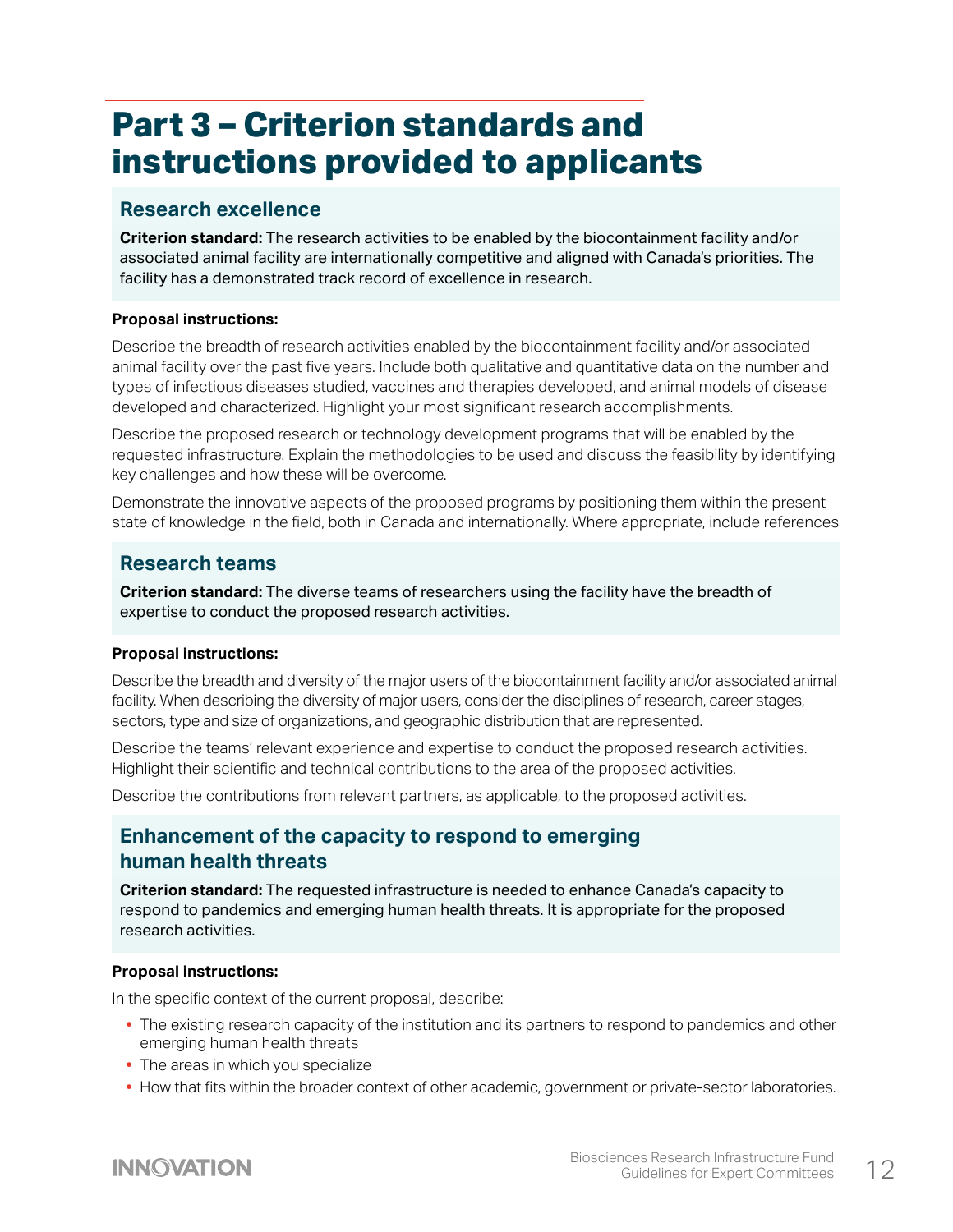# Part 3 – Criterion standards and instructions provided to applicants

## Research excellence

**Criterion standard:** The research activities to be enabled by the biocontainment facility and/or associated animal facility are internationally competitive and aligned with Canada's priorities. The facility has a demonstrated track record of excellence in research.

**Proposal instructions:**

Describe the breadth of research activities enabled by the biocontainment facility and/or associated animal facility over the past five years. Include both qualitative and quantitative data on the number and types of infectious diseases studied, vaccines and therapies developed, and animal models of disease developed and characterized. Highlight your most significant research accomplishments.

Describe the proposed research or technology development programs that will be enabled by the requested infrastructure. Explain the methodologies to be used and discuss the feasibility by identifying key challenges and how these will be overcome.

Demonstrate the innovative aspects of the proposed programs by positioning them within the present state of knowledge in the field, both in Canada and internationally. Where appropriate, include references

## Research teams

**Criterion standard:** The diverse teams of researchers using the facility have the breadth of expertise to conduct the proposed research activities.

**Proposal instructions:**

Describe the breadth and diversity of the major users of the biocontainment facility and/or associated animal facility. When describing the diversity of major users, consider the disciplines of research, career stages, sectors, type and size of organizations, and geographic distribution that are represented.

Describe the teams' relevant experience and expertise to conduct the proposed research activities. Highlight their scientific and technical contributions to the area of the proposed activities.

Describe the contributions from relevant partners, as applicable, to the proposed activities.

## Enhancement of the capacity to respond to emerging human health threats

**Criterion standard:** The requested infrastructure is needed to enhance Canada's capacity to respond to pandemics and emerging human health threats. It is appropriate for the proposed research activities.

**Proposal instructions:**

In the specific context of the current proposal, describe:

- The existing research capacity of the institution and its partners to respond to pandemics and other emerging human health threats
- The areas in which you specialize
- How that fits within the broader context of other academic, government or private-sector laboratories.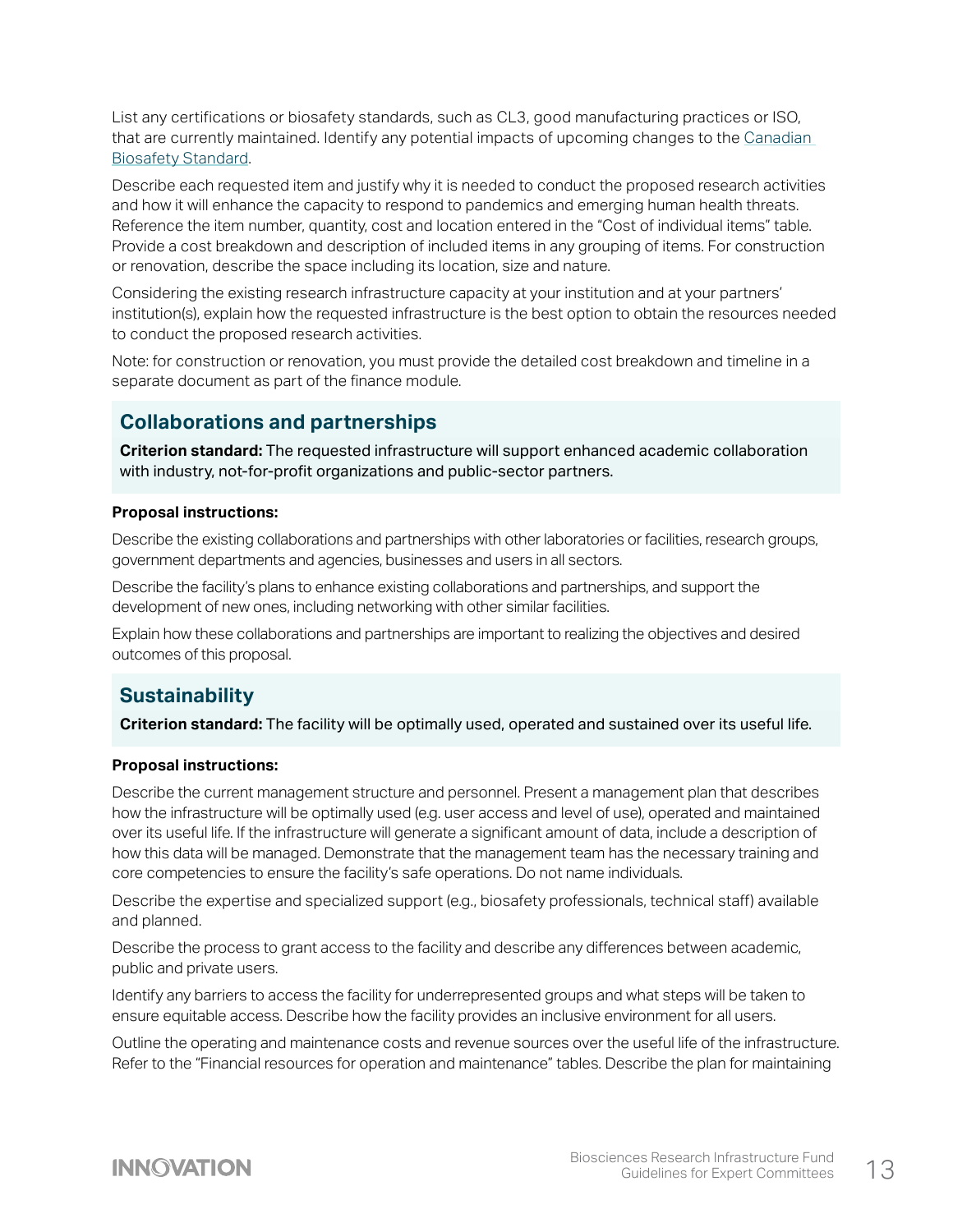List any certifications or biosafety standards, such as CL3, good manufacturing practices or ISO, that are currently maintained. Identify any potential impacts of upcoming changes to the Canadian Biosafety Standard.

Describe each requested item and justify why it is needed to conduct the proposed research activities and how it will enhance the capacity to respond to pandemics and emerging human health threats. Reference the item number, quantity, cost and location entered in the "Cost of individual items" table. Provide a cost breakdown and description of included items in any grouping of items. For construction or renovation, describe the space including its location, size and nature.

Considering the existing research infrastructure capacity at your institution and at your partners' institution(s), explain how the requested infrastructure is the best option to obtain the resources needed to conduct the proposed research activities.

Note: for construction or renovation, you must provide the detailed cost breakdown and timeline in a separate document as part of the finance module.

## Collaborations and partnerships

**Criterion standard:** The requested infrastructure will support enhanced academic collaboration with industry, not-for-profit organizations and public-sector partners.

**Proposal instructions:**

Describe the existing collaborations and partnerships with other laboratories or facilities, research groups, government departments and agencies, businesses and users in all sectors.

Describe the facility's plans to enhance existing collaborations and partnerships, and support the development of new ones, including networking with other similar facilities.

Explain how these collaborations and partnerships are important to realizing the objectives and desired outcomes of this proposal.

## Sustainability

**Criterion standard:** The facility will be optimally used, operated and sustained over its useful life.

**Proposal instructions:**

Describe the current management structure and personnel. Present a management plan that describes how the infrastructure will be optimally used (e.g. user access and level of use), operated and maintained over its useful life. If the infrastructure will generate a significant amount of data, include a description of how this data will be managed. Demonstrate that the management team has the necessary training and core competencies to ensure the facility's safe operations. Do not name individuals.

Describe the expertise and specialized support (e.g., biosafety professionals, technical staff) available and planned.

Describe the process to grant access to the facility and describe any differences between academic, public and private users.

Identify any barriers to access the facility for underrepresented groups and what steps will be taken to ensure equitable access. Describe how the facility provides an inclusive environment for all users.

Outline the operating and maintenance costs and revenue sources over the useful life of the infrastructure. Refer to the "Financial resources for operation and maintenance" tables. Describe the plan for maintaining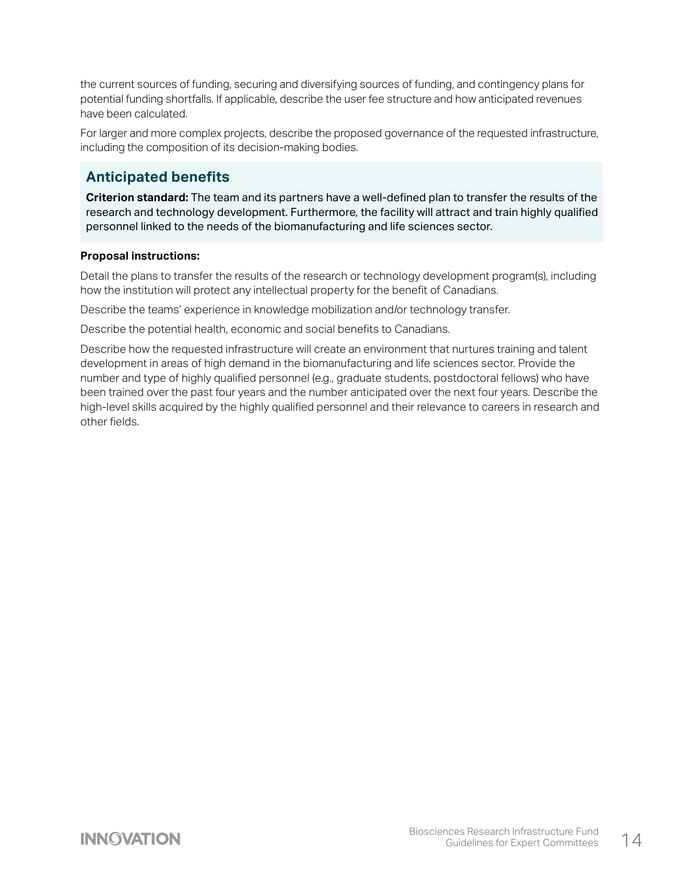the current sources of funding, securing and diversifying sources of funding, and contingency plans for potential funding shortfalls. If applicable, describe the user fee structure and how anticipated revenues have been calculated.

For larger and more complex projects, describe the proposed governance of the requested infrastructure, including the composition of its decision-making bodies.

## Anticipated benefits

**Criterion standard:** The team and its partners have a well-defined plan to transfer the results of the research and technology development. Furthermore, the facility will attract and train highly qualified personnel linked to the needs of the biomanufacturing and life sciences sector.

**Proposal instructions:**

Detail the plans to transfer the results of the research or technology development program(s), including how the institution will protect any intellectual property for the benefit of Canadians.

Describe the teams' experience in knowledge mobilization and/or technology transfer.

Describe the potential health, economic and social benefits to Canadians.

Describe how the requested infrastructure will create an environment that nurtures training and talent development in areas of high demand in the biomanufacturing and life sciences sector. Provide the number and type of highly qualified personnel (e.g., graduate students, postdoctoral fellows) who have been trained over the past four years and the number anticipated over the next four years. Describe the high-level skills acquired by the highly qualified personnel and their relevance to careers in research and other fields.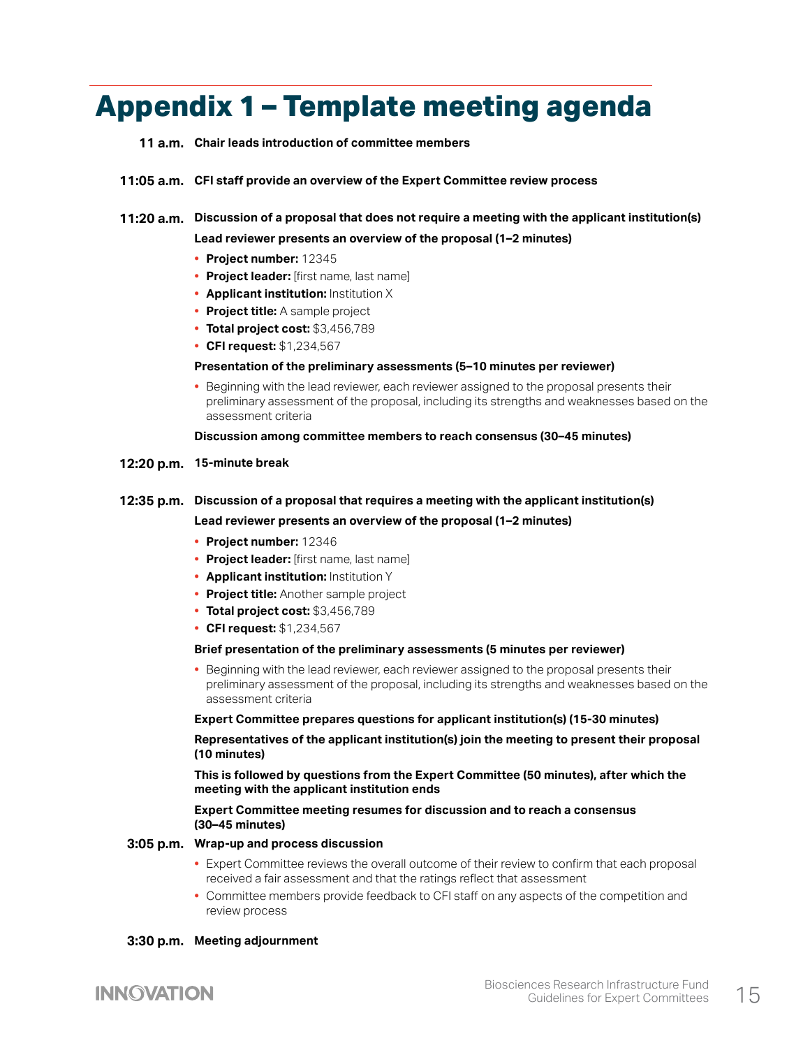# Appendix 1 – Template meeting agenda

**11 a.m.** **Chair leads introduction of committee members**

**11:05 a.m.** **CFI staff provide an overview of the Expert Committee review process**

**11:20 a.m.** **Discussion of a proposal that does not require a meeting with the applicant institution(s)**

**Lead reviewer presents an overview of the proposal (1–2 minutes)**

- **Project number:** 12345
- **Project leader:** [first name, last name]
- **Applicant institution:** Institution X
- **Project title:** A sample project
- **Total project cost:** $3,456,789
- **CFI request:** $1,234,567

**Presentation of the preliminary assessments (5–10 minutes per reviewer)**

- Beginning with the lead reviewer, each reviewer assigned to the proposal presents their preliminary assessment of the proposal, including its strengths and weaknesses based on the assessment criteria

**Discussion among committee members to reach consensus (30–45 minutes)**

**12:20 p.m.** **15-minute break**

**12:35 p.m.** **Discussion of a proposal that requires a meeting with the applicant institution(s)**

**Lead reviewer presents an overview of the proposal (1–2 minutes)**

- **Project number:** 12346
- **Project leader:** [first name, last name]
- **Applicant institution:** Institution Y
- **Project title:** Another sample project
- **Total project cost:** $3,456,789
- **CFI request:** $1,234,567

**Brief presentation of the preliminary assessments (5 minutes per reviewer)**

- Beginning with the lead reviewer, each reviewer assigned to the proposal presents their preliminary assessment of the proposal, including its strengths and weaknesses based on the assessment criteria

**Expert Committee prepares questions for applicant institution(s) (15-30 minutes)**

**Representatives of the applicant institution(s) join the meeting to present their proposal (10 minutes)**

**This is followed by questions from the Expert Committee (50 minutes), after which the meeting with the applicant institution ends**

**Expert Committee meeting resumes for discussion and to reach a consensus (30–45 minutes)**

**3:05 p.m.** **Wrap-up and process discussion**

- Expert Committee reviews the overall outcome of their review to confirm that each proposal received a fair assessment and that the ratings reflect that assessment
- Committee members provide feedback to CFI staff on any aspects of the competition and review process

**3:30 p.m.** **Meeting adjournment**